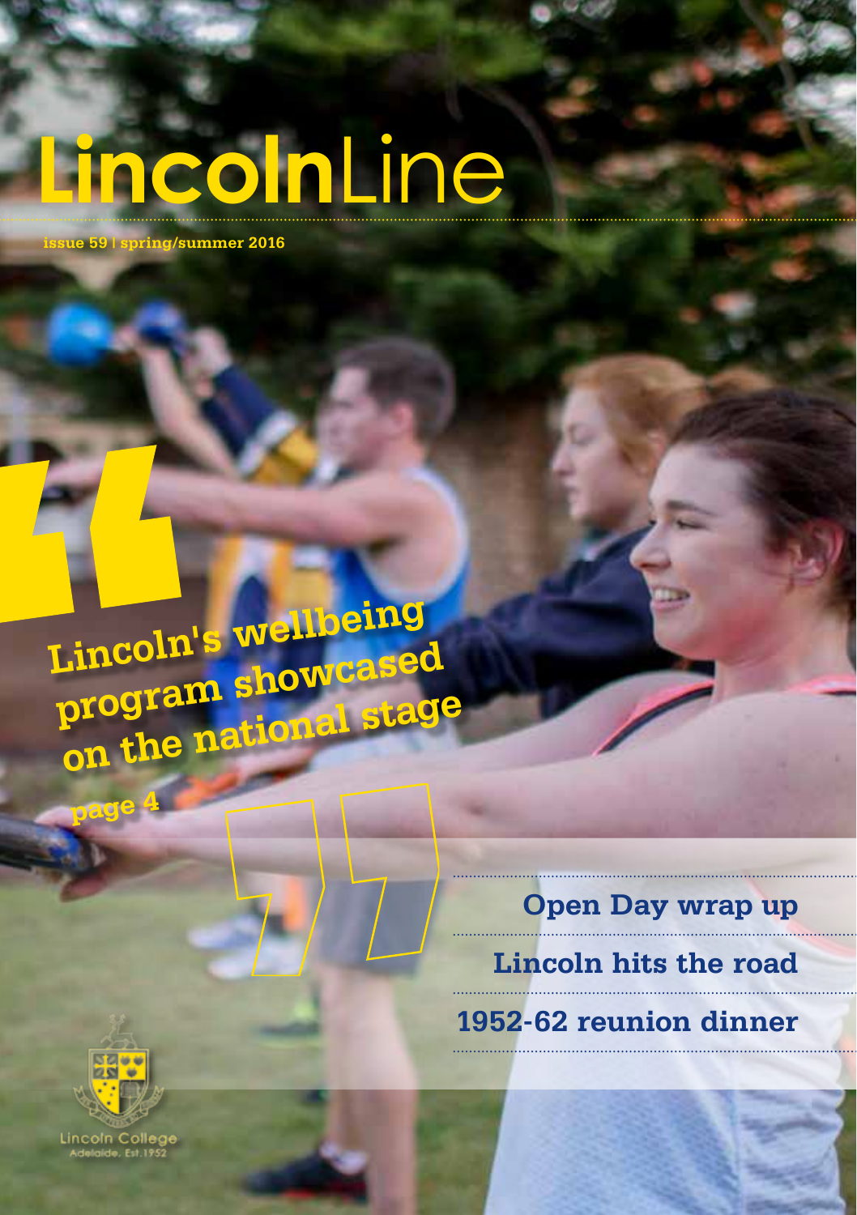# LincolnLine

**issue 59 | spring/summer 2016**

**Lincoln's wellbeing program showcased on the national stage**

**page 4**

**Open Day wrap up**

**Lincoln hits the road**

**1952-62 reunion dinner**

Lincoln College
Adelaide. Est.1952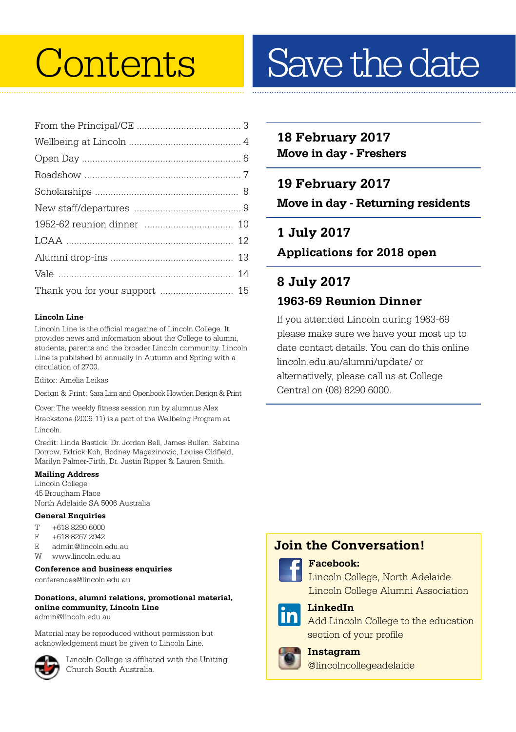# Contents

| | |
|---|---|
| From the Principal/CE | 3 |
| Wellbeing at Lincoln | 4 |
| Open Day | 6 |
| Roadshow | 7 |
| Scholarships | 8 |
| New staff/departures | 9 |
| 1952-62 reunion dinner | 10 |
| LCAA | 12 |
| Alumni drop-ins | 13 |
| Vale | 14 |
| Thank you for your support | 15 |

**Lincoln Line**

Lincoln Line is the official magazine of Lincoln College. It provides news and information about the College to alumni, students, parents and the broader Lincoln community. Lincoln Line is published bi-annually in Autumn and Spring with a circulation of 2700.

Editor: Amelia Leikas

Design & Print: Sara Lim and Openbook Howden Design & Print

Cover: The weekly fitness session run by alumnus Alex Brackstone (2009-11) is a part of the Wellbeing Program at Lincoln.

Credit: Linda Bastick, Dr. Jordan Bell, James Bullen, Sabrina Dorrow, Edrick Koh, Rodney Magazinovic, Louise Oldfield, Marilyn Palmer-Firth, Dr. Justin Ripper & Lauren Smith.

**Mailing Address**
Lincoln College
45 Brougham Place
North Adelaide SA 5006 Australia

**General Enquiries**
T +618 8290 6000
F +618 8267 2942
E admin@lincoln.edu.au
W www.lincoln.edu.au

**Conference and business enquiries**
conferences@lincoln.edu.au

**Donations, alumni relations, promotional material, online community, Lincoln Line**
admin@lincoln.edu.au

Material may be reproduced without permission but acknowledgement must be given to Lincoln Line.

Lincoln College is affiliated with the Uniting Church South Australia.

# Save the date

**18 February 2017**
**Move in day - Freshers**

**19 February 2017**
**Move in day - Returning residents**

**1 July 2017**
**Applications for 2018 open**

**8 July 2017**
**1963-69 Reunion Dinner**

If you attended Lincoln during 1963-69 please make sure we have your most up to date contact details. You can do this online lincoln.edu.au/alumni/update/ or alternatively, please call us at College Central on (08) 8290 6000.

## Join the Conversation!

**Facebook:**
Lincoln College, North Adelaide
Lincoln College Alumni Association

**LinkedIn**
Add Lincoln College to the education section of your profile

**Instagram**
@lincolncollegeadelaide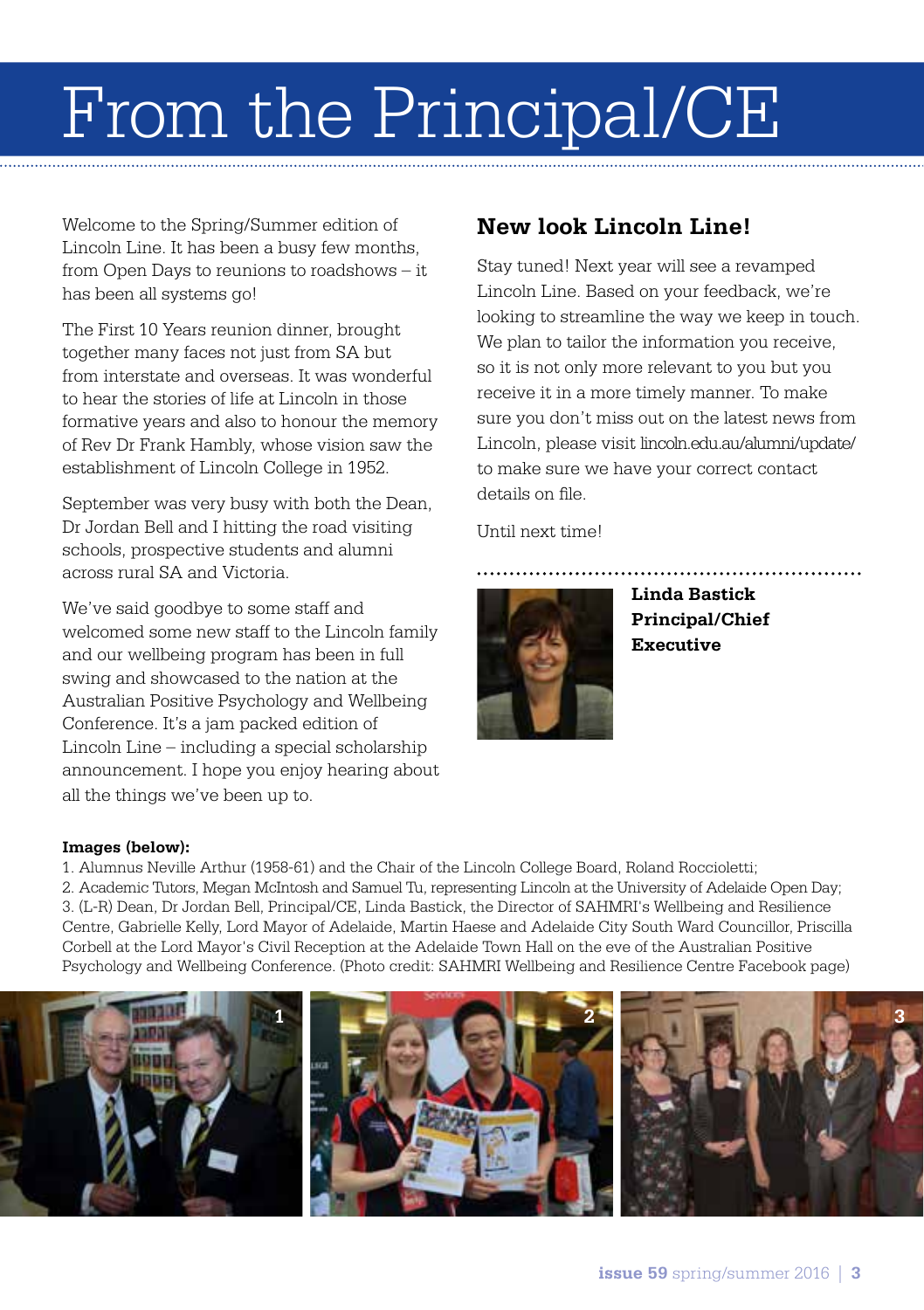# From the Principal/CE

Welcome to the Spring/Summer edition of Lincoln Line. It has been a busy few months, from Open Days to reunions to roadshows – it has been all systems go!

The First 10 Years reunion dinner, brought together many faces not just from SA but from interstate and overseas. It was wonderful to hear the stories of life at Lincoln in those formative years and also to honour the memory of Rev Dr Frank Hambly, whose vision saw the establishment of Lincoln College in 1952.

September was very busy with both the Dean, Dr Jordan Bell and I hitting the road visiting schools, prospective students and alumni across rural SA and Victoria.

We've said goodbye to some staff and welcomed some new staff to the Lincoln family and our wellbeing program has been in full swing and showcased to the nation at the Australian Positive Psychology and Wellbeing Conference. It's a jam packed edition of Lincoln Line – including a special scholarship announcement. I hope you enjoy hearing about all the things we've been up to.

## New look Lincoln Line!

Stay tuned! Next year will see a revamped Lincoln Line. Based on your feedback, we're looking to streamline the way we keep in touch. We plan to tailor the information you receive, so it is not only more relevant to you but you receive it in a more timely manner. To make sure you don't miss out on the latest news from Lincoln, please visit lincoln.edu.au/alumni/update/ to make sure we have your correct contact details on file.

Until next time!

**Linda Bastick**
**Principal/Chief Executive**

**Images (below):**

1. Alumnus Neville Arthur (1958-61) and the Chair of the Lincoln College Board, Roland Rocciolettì;
2. Academic Tutors, Megan McIntosh and Samuel Tu, representing Lincoln at the University of Adelaide Open Day;
3. (L-R) Dean, Dr Jordan Bell, Principal/CE, Linda Bastick, the Director of SAHMRI's Wellbeing and Resilience Centre, Gabrielle Kelly, Lord Mayor of Adelaide, Martin Haese and Adelaide City South Ward Councillor, Priscilla Corbell at the Lord Mayor's Civil Reception at the Adelaide Town Hall on the eve of the Australian Positive Psychology and Wellbeing Conference. (Photo credit: SAHMRI Wellbeing and Resilience Centre Facebook page)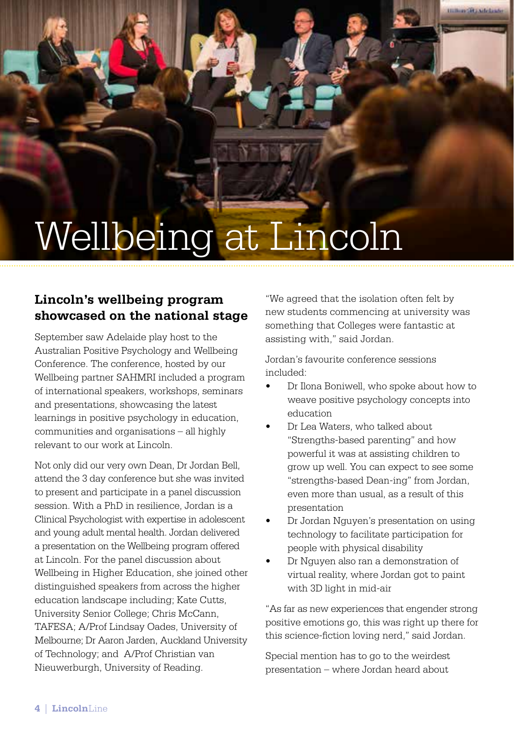# Wellbeing at Lincoln

## Lincoln's wellbeing program showcased on the national stage

September saw Adelaide play host to the Australian Positive Psychology and Wellbeing Conference. The conference, hosted by our Wellbeing partner SAHMRI included a program of international speakers, workshops, seminars and presentations, showcasing the latest learnings in positive psychology in education, communities and organisations – all highly relevant to our work at Lincoln.

Not only did our very own Dean, Dr Jordan Bell, attend the 3 day conference but she was invited to present and participate in a panel discussion session. With a PhD in resilience, Jordan is a Clinical Psychologist with expertise in adolescent and young adult mental health. Jordan delivered a presentation on the Wellbeing program offered at Lincoln. For the panel discussion about Wellbeing in Higher Education, she joined other distinguished speakers from across the higher education landscape including; Kate Cutts, University Senior College; Chris McCann, TAFESA; A/Prof Lindsay Oades, University of Melbourne; Dr Aaron Jarden, Auckland University of Technology; and A/Prof Christian van Nieuwerburgh, University of Reading.

"We agreed that the isolation often felt by new students commencing at university was something that Colleges were fantastic at assisting with," said Jordan.

Jordan's favourite conference sessions included:

- Dr Ilona Boniwell, who spoke about how to weave positive psychology concepts into education
- Dr Lea Waters, who talked about "Strengths-based parenting" and how powerful it was at assisting children to grow up well. You can expect to see some "strengths-based Dean-ing" from Jordan, even more than usual, as a result of this presentation
- Dr Jordan Nguyen's presentation on using technology to facilitate participation for people with physical disability
- Dr Nguyen also ran a demonstration of virtual reality, where Jordan got to paint with 3D light in mid-air

"As far as new experiences that engender strong positive emotions go, this was right up there for this science-fiction loving nerd," said Jordan.

Special mention has to go to the weirdest presentation – where Jordan heard about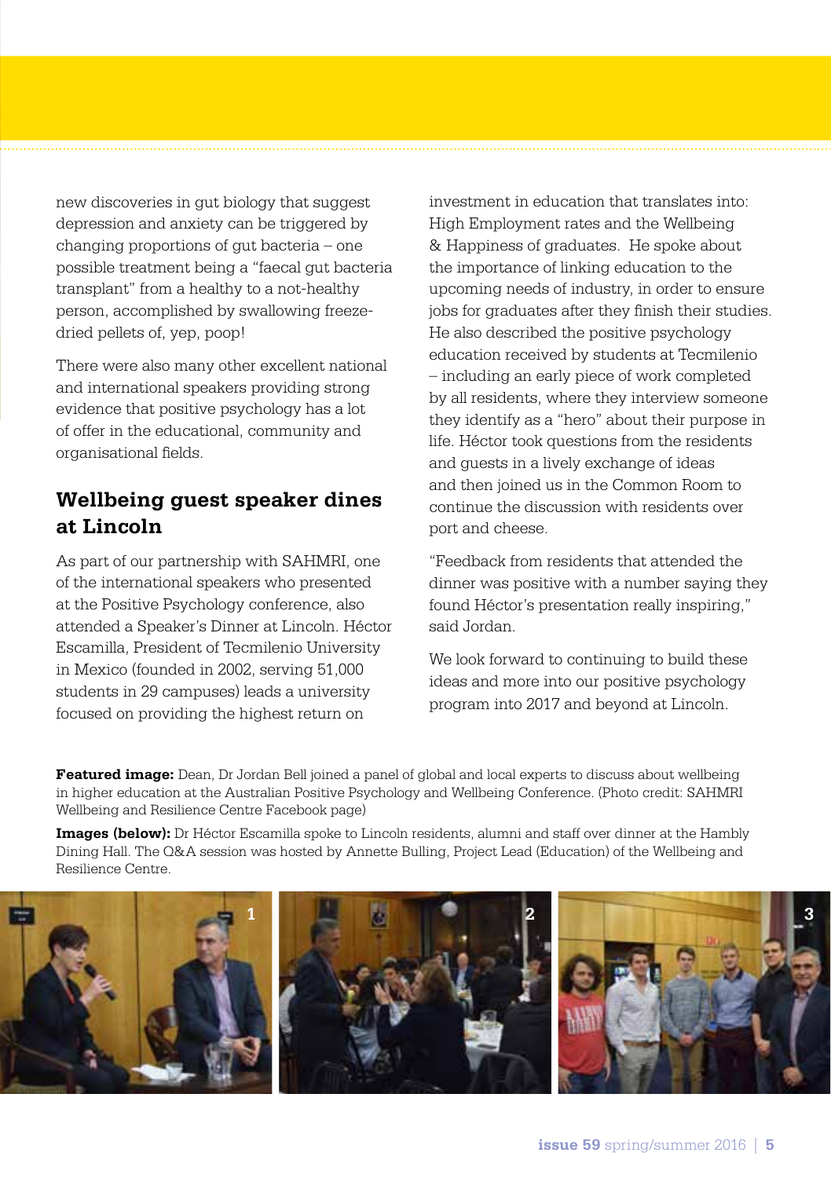new discoveries in gut biology that suggest depression and anxiety can be triggered by changing proportions of gut bacteria – one possible treatment being a "faecal gut bacteria transplant" from a healthy to a not-healthy person, accomplished by swallowing freeze-dried pellets of, yep, poop!

There were also many other excellent national and international speakers providing strong evidence that positive psychology has a lot of offer in the educational, community and organisational fields.

## Wellbeing guest speaker dines at Lincoln

As part of our partnership with SAHMRI, one of the international speakers who presented at the Positive Psychology conference, also attended a Speaker's Dinner at Lincoln. Héctor Escamilla, President of Tecmilenio University in Mexico (founded in 2002, serving 51,000 students in 29 campuses) leads a university focused on providing the highest return on investment in education that translates into: High Employment rates and the Wellbeing & Happiness of graduates. He spoke about the importance of linking education to the upcoming needs of industry, in order to ensure jobs for graduates after they finish their studies. He also described the positive psychology education received by students at Tecmilenio – including an early piece of work completed by all residents, where they interview someone they identify as a "hero" about their purpose in life. Héctor took questions from the residents and guests in a lively exchange of ideas and then joined us in the Common Room to continue the discussion with residents over port and cheese.

"Feedback from residents that attended the dinner was positive with a number saying they found Héctor's presentation really inspiring," said Jordan.

We look forward to continuing to build these ideas and more into our positive psychology program into 2017 and beyond at Lincoln.

**Featured image:** Dean, Dr Jordan Bell joined a panel of global and local experts to discuss about wellbeing in higher education at the Australian Positive Psychology and Wellbeing Conference. (Photo credit: SAHMRI Wellbeing and Resilience Centre Facebook page)

**Images (below):** Dr Héctor Escamilla spoke to Lincoln residents, alumni and staff over dinner at the Hambly Dining Hall. The Q&A session was hosted by Annette Bulling, Project Lead (Education) of the Wellbeing and Resilience Centre.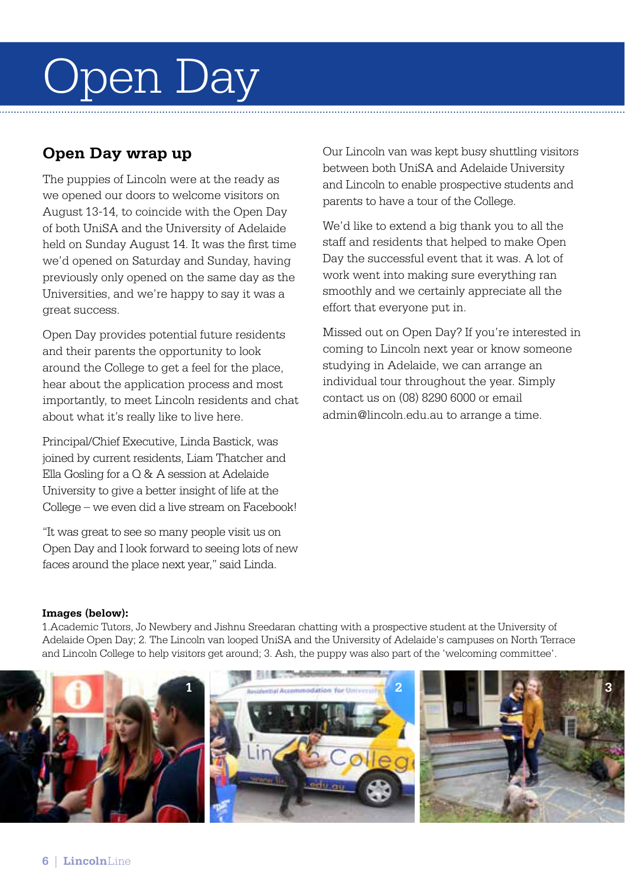# Open Day

## Open Day wrap up

The puppies of Lincoln were at the ready as we opened our doors to welcome visitors on August 13-14, to coincide with the Open Day of both UniSA and the University of Adelaide held on Sunday August 14. It was the first time we'd opened on Saturday and Sunday, having previously only opened on the same day as the Universities, and we're happy to say it was a great success.

Open Day provides potential future residents and their parents the opportunity to look around the College to get a feel for the place, hear about the application process and most importantly, to meet Lincoln residents and chat about what it's really like to live here.

Principal/Chief Executive, Linda Bastick, was joined by current residents, Liam Thatcher and Ella Gosling for a Q & A session at Adelaide University to give a better insight of life at the College – we even did a live stream on Facebook!

"It was great to see so many people visit us on Open Day and I look forward to seeing lots of new faces around the place next year," said Linda.

Our Lincoln van was kept busy shuttling visitors between both UniSA and Adelaide University and Lincoln to enable prospective students and parents to have a tour of the College.

We'd like to extend a big thank you to all the staff and residents that helped to make Open Day the successful event that it was. A lot of work went into making sure everything ran smoothly and we certainly appreciate all the effort that everyone put in.

Missed out on Open Day? If you're interested in coming to Lincoln next year or know someone studying in Adelaide, we can arrange an individual tour throughout the year. Simply contact us on (08) 8290 6000 or email admin@lincoln.edu.au to arrange a time.

**Images (below):**
1.Academic Tutors, Jo Newbery and Jishnu Sreedaran chatting with a prospective student at the University of Adelaide Open Day; 2. The Lincoln van looped UniSA and the University of Adelaide's campuses on North Terrace and Lincoln College to help visitors get around; 3. Ash, the puppy was also part of the 'welcoming committee'.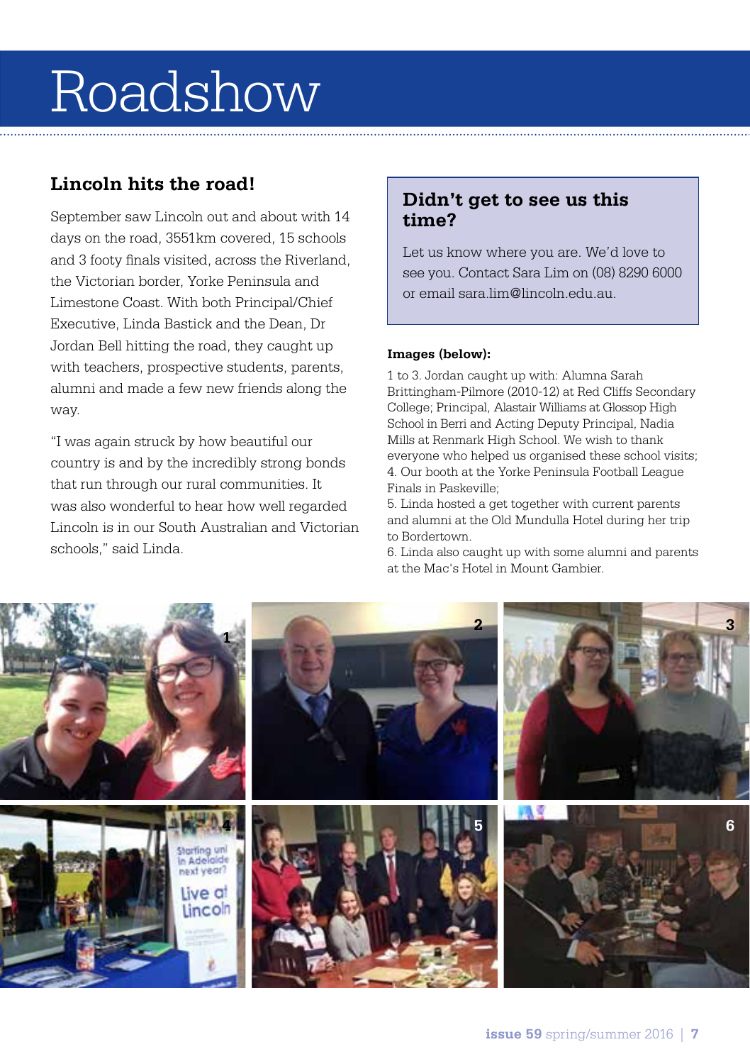# Roadshow

## Lincoln hits the road!

September saw Lincoln out and about with 14 days on the road, 3551km covered, 15 schools and 3 footy finals visited, across the Riverland, the Victorian border, Yorke Peninsula and Limestone Coast. With both Principal/Chief Executive, Linda Bastick and the Dean, Dr Jordan Bell hitting the road, they caught up with teachers, prospective students, parents, alumni and made a few new friends along the way.

"I was again struck by how beautiful our country is and by the incredibly strong bonds that run through our rural communities. It was also wonderful to hear how well regarded Lincoln is in our South Australian and Victorian schools," said Linda.

## Didn't get to see us this time?

Let us know where you are. We'd love to see you. Contact Sara Lim on (08) 8290 6000 or email sara.lim@lincoln.edu.au.

**Images (below):**

1 to 3. Jordan caught up with: Alumna Sarah Brittingham-Pilmore (2010-12) at Red Cliffs Secondary College; Principal, Alastair Williams at Glossop High School in Berri and Acting Deputy Principal, Nadia Mills at Renmark High School. We wish to thank everyone who helped us organised these school visits;
4. Our booth at the Yorke Peninsula Football League Finals in Paskeville;
5. Linda hosted a get together with current parents and alumni at the Old Mundulla Hotel during her trip to Bordertown.
6. Linda also caught up with some alumni and parents at the Mac's Hotel in Mount Gambier.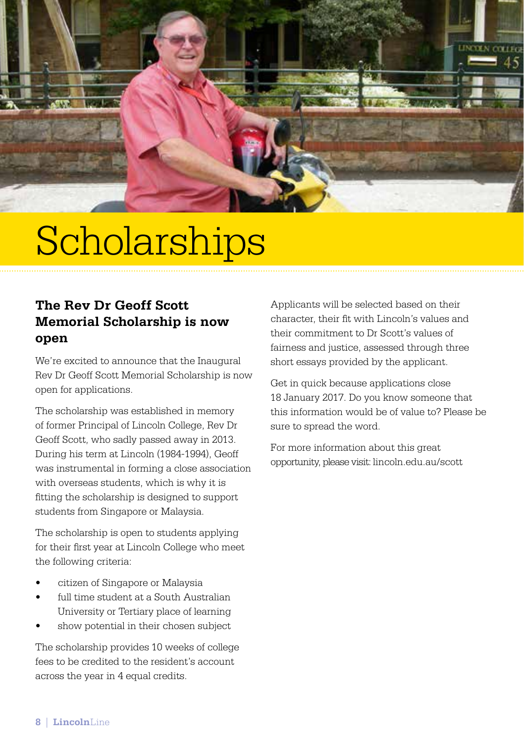# Scholarships

## The Rev Dr Geoff Scott Memorial Scholarship is now open

We're excited to announce that the Inaugural Rev Dr Geoff Scott Memorial Scholarship is now open for applications.

The scholarship was established in memory of former Principal of Lincoln College, Rev Dr Geoff Scott, who sadly passed away in 2013. During his term at Lincoln (1984-1994), Geoff was instrumental in forming a close association with overseas students, which is why it is fitting the scholarship is designed to support students from Singapore or Malaysia.

The scholarship is open to students applying for their first year at Lincoln College who meet the following criteria:

- citizen of Singapore or Malaysia
- full time student at a South Australian University or Tertiary place of learning
- show potential in their chosen subject

The scholarship provides 10 weeks of college fees to be credited to the resident's account across the year in 4 equal credits.

Applicants will be selected based on their character, their fit with Lincoln's values and their commitment to Dr Scott's values of fairness and justice, assessed through three short essays provided by the applicant.

Get in quick because applications close 18 January 2017. Do you know someone that this information would be of value to? Please be sure to spread the word.

For more information about this great opportunity, please visit: lincoln.edu.au/scott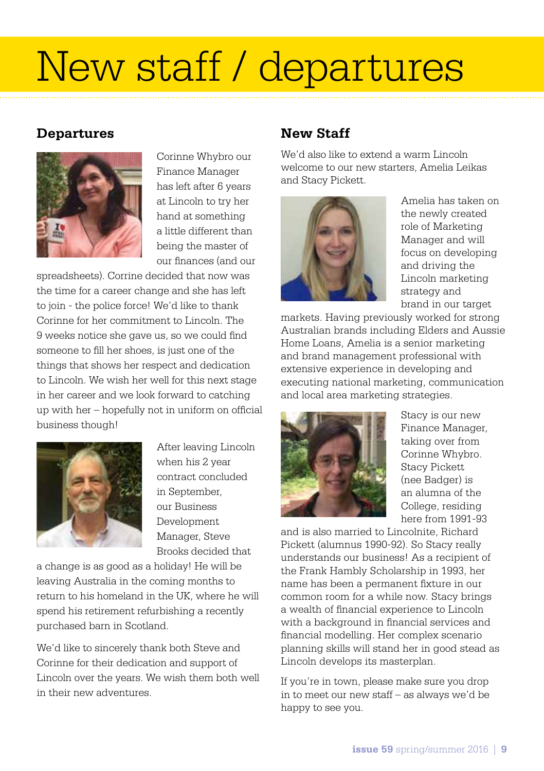# New staff / departures

## Departures

Corinne Whybro our Finance Manager has left after 6 years at Lincoln to try her hand at something a little different than being the master of our finances (and our spreadsheets). Corrine decided that now was the time for a career change and she has left to join - the police force! We'd like to thank Corinne for her commitment to Lincoln. The 9 weeks notice she gave us, so we could find someone to fill her shoes, is just one of the things that shows her respect and dedication to Lincoln. We wish her well for this next stage in her career and we look forward to catching up with her – hopefully not in uniform on official business though!

After leaving Lincoln when his 2 year contract concluded in September, our Business Development Manager, Steve Brooks decided that a change is as good as a holiday! He will be leaving Australia in the coming months to return to his homeland in the UK, where he will spend his retirement refurbishing a recently purchased barn in Scotland.

We'd like to sincerely thank both Steve and Corinne for their dedication and support of Lincoln over the years. We wish them both well in their new adventures.

## New Staff

We'd also like to extend a warm Lincoln welcome to our new starters, Amelia Leikas and Stacy Pickett.

Amelia has taken on the newly created role of Marketing Manager and will focus on developing and driving the Lincoln marketing strategy and brand in our target markets. Having previously worked for strong Australian brands including Elders and Aussie Home Loans, Amelia is a senior marketing and brand management professional with extensive experience in developing and executing national marketing, communication and local area marketing strategies.

Stacy is our new Finance Manager, taking over from Corinne Whybro. Stacy Pickett (nee Badger) is an alumna of the College, residing here from 1991-93 and is also married to Lincolnite, Richard Pickett (alumnus 1990-92). So Stacy really understands our business! As a recipient of the Frank Hambly Scholarship in 1993, her name has been a permanent fixture in our common room for a while now. Stacy brings a wealth of financial experience to Lincoln with a background in financial services and financial modelling. Her complex scenario planning skills will stand her in good stead as Lincoln develops its masterplan.

If you're in town, please make sure you drop in to meet our new staff – as always we'd be happy to see you.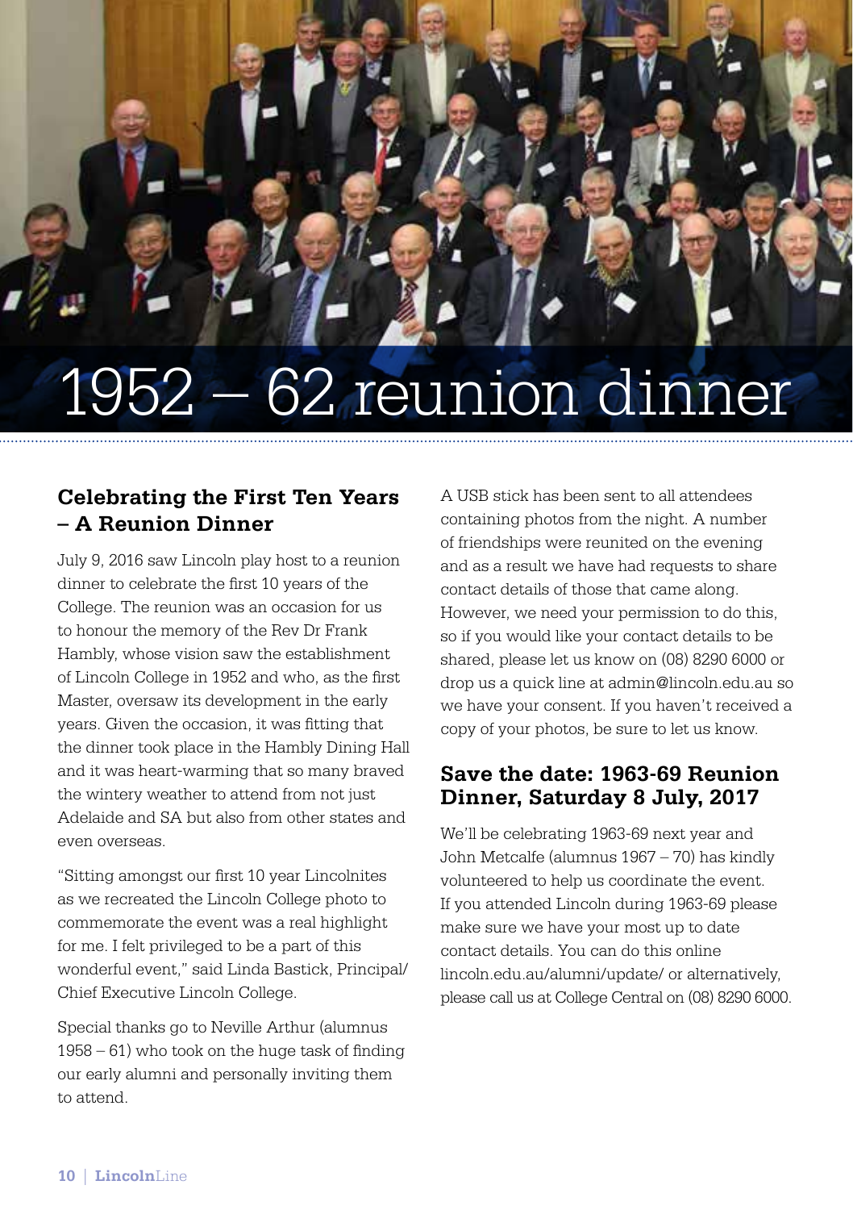# 1952 – 62 reunion dinner

## Celebrating the First Ten Years – A Reunion Dinner

July 9, 2016 saw Lincoln play host to a reunion dinner to celebrate the first 10 years of the College. The reunion was an occasion for us to honour the memory of the Rev Dr Frank Hambly, whose vision saw the establishment of Lincoln College in 1952 and who, as the first Master, oversaw its development in the early years. Given the occasion, it was fitting that the dinner took place in the Hambly Dining Hall and it was heart-warming that so many braved the wintery weather to attend from not just Adelaide and SA but also from other states and even overseas.

"Sitting amongst our first 10 year Lincolnites as we recreated the Lincoln College photo to commemorate the event was a real highlight for me. I felt privileged to be a part of this wonderful event," said Linda Bastick, Principal/ Chief Executive Lincoln College.

Special thanks go to Neville Arthur (alumnus 1958 – 61) who took on the huge task of finding our early alumni and personally inviting them to attend.

A USB stick has been sent to all attendees containing photos from the night. A number of friendships were reunited on the evening and as a result we have had requests to share contact details of those that came along. However, we need your permission to do this, so if you would like your contact details to be shared, please let us know on (08) 8290 6000 or drop us a quick line at admin@lincoln.edu.au so we have your consent. If you haven't received a copy of your photos, be sure to let us know.

## Save the date: 1963-69 Reunion Dinner, Saturday 8 July, 2017

We'll be celebrating 1963-69 next year and John Metcalfe (alumnus 1967 – 70) has kindly volunteered to help us coordinate the event. If you attended Lincoln during 1963-69 please make sure we have your most up to date contact details. You can do this online lincoln.edu.au/alumni/update/ or alternatively, please call us at College Central on (08) 8290 6000.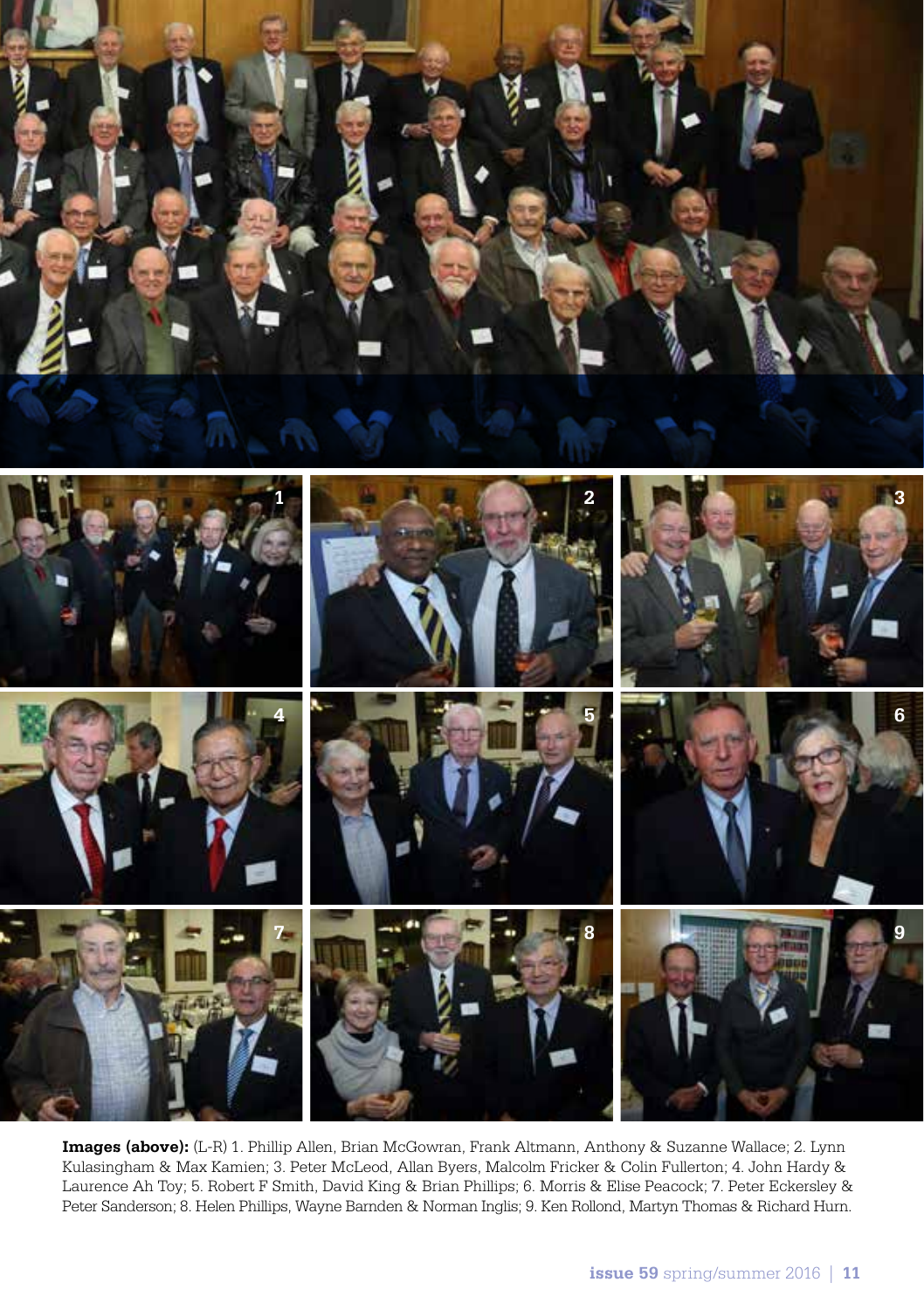**Images (above):** (L-R) 1. Phillip Allen, Brian McGowran, Frank Altmann, Anthony & Suzanne Wallace; 2. Lynn Kulasingham & Max Kamien; 3. Peter McLeod, Allan Byers, Malcolm Fricker & Colin Fullerton; 4. John Hardy & Laurence Ah Toy; 5. Robert F Smith, David King & Brian Phillips; 6. Morris & Elise Peacock; 7. Peter Eckersley & Peter Sanderson; 8. Helen Phillips, Wayne Barnden & Norman Inglis; 9. Ken Rollond, Martyn Thomas & Richard Hurn.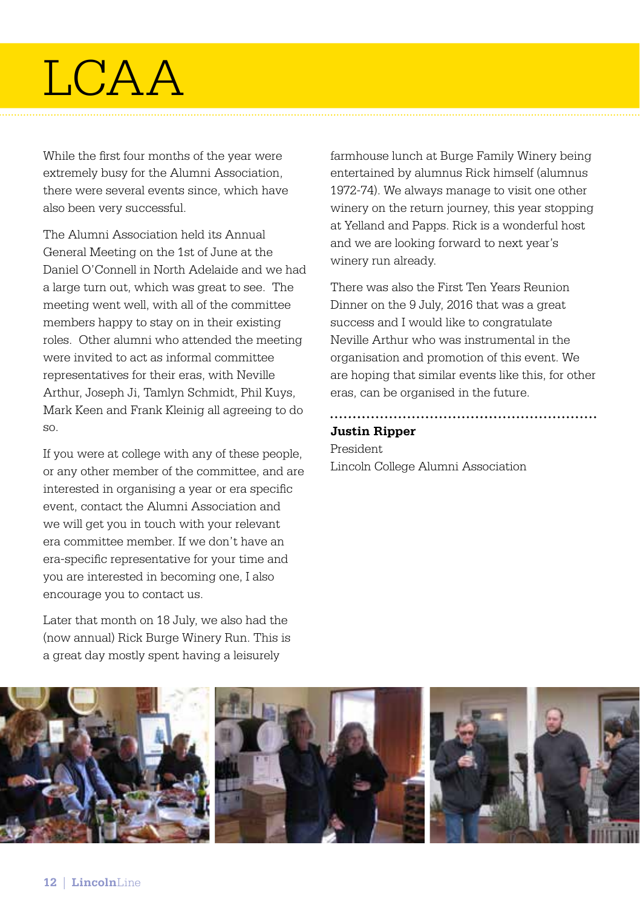# LCAA

While the first four months of the year were extremely busy for the Alumni Association, there were several events since, which have also been very successful.

The Alumni Association held its Annual General Meeting on the 1st of June at the Daniel O'Connell in North Adelaide and we had a large turn out, which was great to see. The meeting went well, with all of the committee members happy to stay on in their existing roles. Other alumni who attended the meeting were invited to act as informal committee representatives for their eras, with Neville Arthur, Joseph Ji, Tamlyn Schmidt, Phil Kuys, Mark Keen and Frank Kleinig all agreeing to do so.

If you were at college with any of these people, or any other member of the committee, and are interested in organising a year or era specific event, contact the Alumni Association and we will get you in touch with your relevant era committee member. If we don't have an era-specific representative for your time and you are interested in becoming one, I also encourage you to contact us.

Later that month on 18 July, we also had the (now annual) Rick Burge Winery Run. This is a great day mostly spent having a leisurely farmhouse lunch at Burge Family Winery being entertained by alumnus Rick himself (alumnus 1972-74). We always manage to visit one other winery on the return journey, this year stopping at Yelland and Papps. Rick is a wonderful host and we are looking forward to next year's winery run already.

There was also the First Ten Years Reunion Dinner on the 9 July, 2016 that was a great success and I would like to congratulate Neville Arthur who was instrumental in the organisation and promotion of this event. We are hoping that similar events like this, for other eras, can be organised in the future.

**Justin Ripper**
President
Lincoln College Alumni Association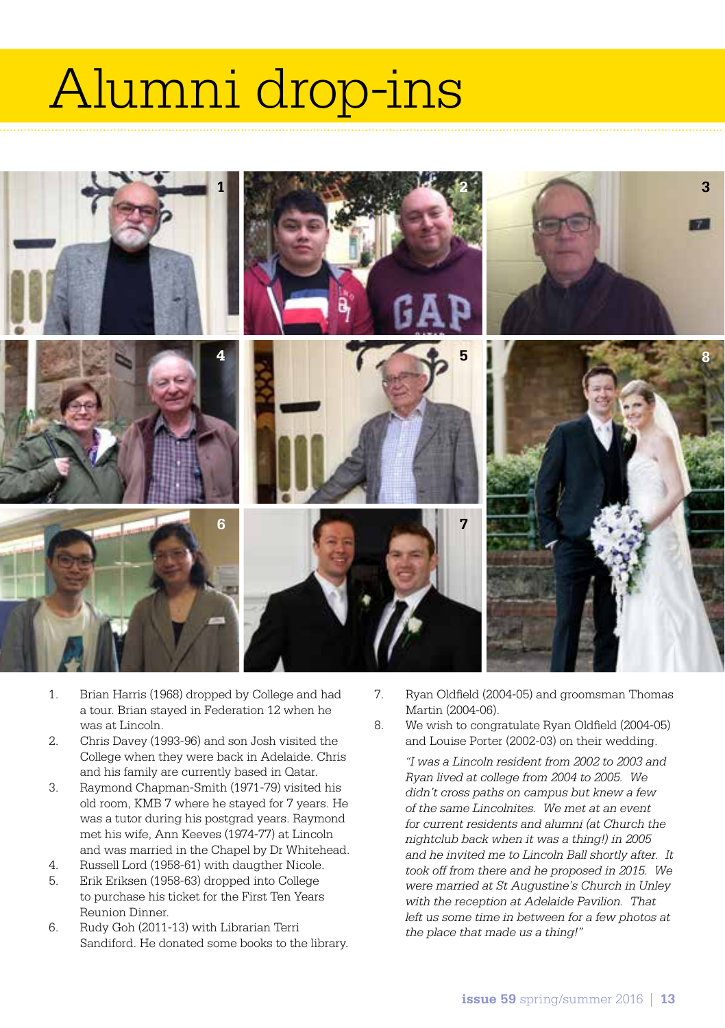# Alumni drop-ins

1. Brian Harris (1968) dropped by College and had a tour. Brian stayed in Federation 12 when he was at Lincoln.
2. Chris Davey (1993-96) and son Josh visited the College when they were back in Adelaide. Chris and his family are currently based in Qatar.
3. Raymond Chapman-Smith (1971-79) visited his old room, KMB 7 where he stayed for 7 years. He was a tutor during his postgrad years. Raymond met his wife, Ann Keeves (1974-77) at Lincoln and was married in the Chapel by Dr Whitehead.
4. Russell Lord (1958-61) with daugther Nicole.
5. Erik Eriksen (1958-63) dropped into College to purchase his ticket for the First Ten Years Reunion Dinner.
6. Rudy Goh (2011-13) with Librarian Terri Sandiford. He donated some books to the library.
7. Ryan Oldfield (2004-05) and groomsman Thomas Martin (2004-06).
8. We wish to congratulate Ryan Oldfield (2004-05) and Louise Porter (2002-03) on their wedding.

   *"I was a Lincoln resident from 2002 to 2003 and Ryan lived at college from 2004 to 2005. We didn't cross paths on campus but knew a few of the same Lincolnites. We met at an event for current residents and alumni (at Church the nightclub back when it was a thing!) in 2005 and he invited me to Lincoln Ball shortly after. It took off from there and he proposed in 2015. We were married at St Augustine's Church in Unley with the reception at Adelaide Pavilion. That left us some time in between for a few photos at the place that made us a thing!"*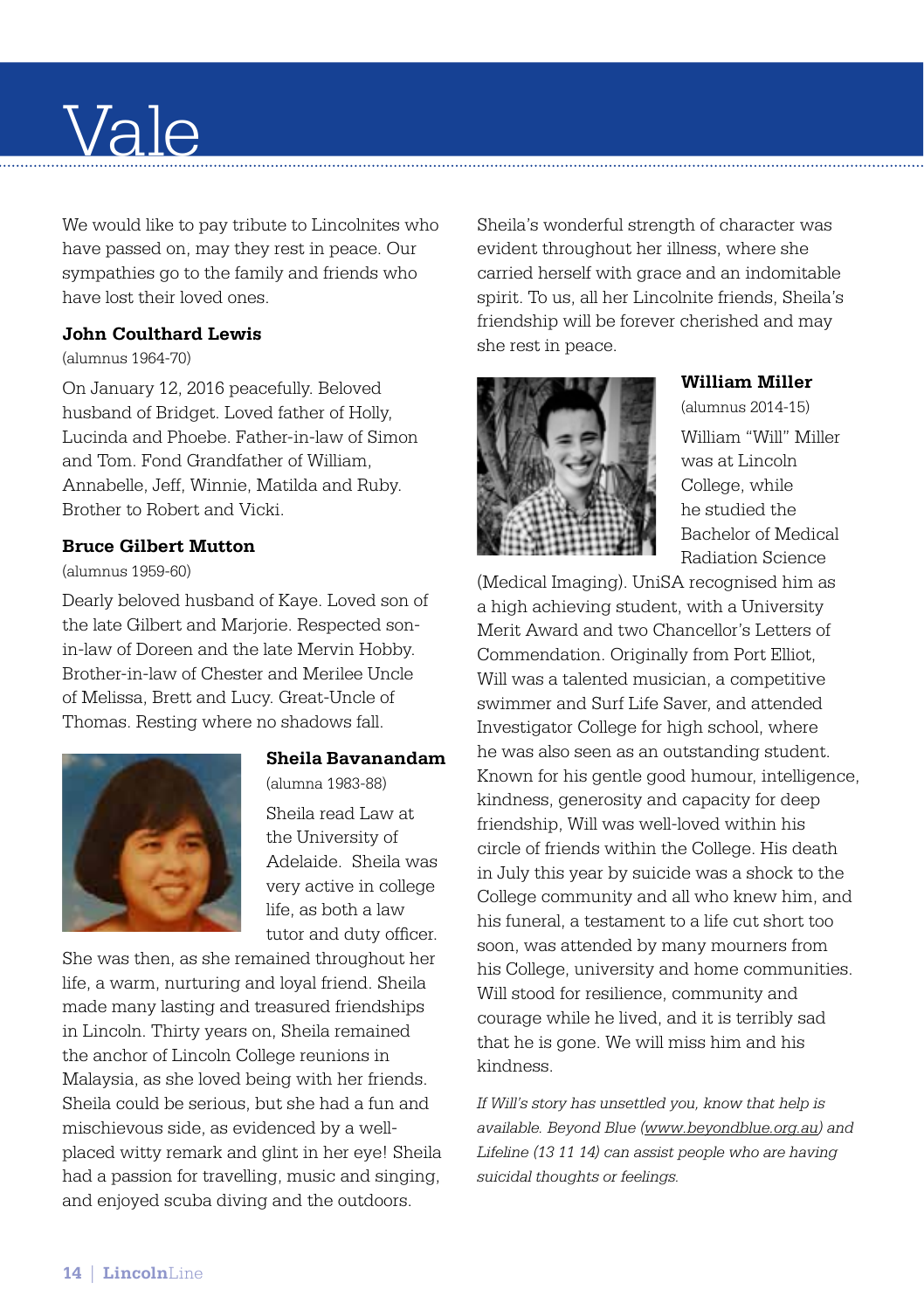# Vale

We would like to pay tribute to Lincolnites who have passed on, may they rest in peace. Our sympathies go to the family and friends who have lost their loved ones.

**John Coulthard Lewis**

(alumnus 1964-70)

On January 12, 2016 peacefully. Beloved husband of Bridget. Loved father of Holly, Lucinda and Phoebe. Father-in-law of Simon and Tom. Fond Grandfather of William, Annabelle, Jeff, Winnie, Matilda and Ruby. Brother to Robert and Vicki.

**Bruce Gilbert Mutton**

(alumnus 1959-60)

Dearly beloved husband of Kaye. Loved son of the late Gilbert and Marjorie. Respected son-in-law of Doreen and the late Mervin Hobby. Brother-in-law of Chester and Merilee Uncle of Melissa, Brett and Lucy. Great-Uncle of Thomas. Resting where no shadows fall.

**Sheila Bavanandam**

(alumna 1983-88)

Sheila read Law at the University of Adelaide. Sheila was very active in college life, as both a law tutor and duty officer. She was then, as she remained throughout her life, a warm, nurturing and loyal friend. Sheila made many lasting and treasured friendships in Lincoln. Thirty years on, Sheila remained the anchor of Lincoln College reunions in Malaysia, as she loved being with her friends. Sheila could be serious, but she had a fun and mischievous side, as evidenced by a well-placed witty remark and glint in her eye! Sheila had a passion for travelling, music and singing, and enjoyed scuba diving and the outdoors.

Sheila's wonderful strength of character was evident throughout her illness, where she carried herself with grace and an indomitable spirit. To us, all her Lincolnite friends, Sheila's friendship will be forever cherished and may she rest in peace.

**William Miller**

(alumnus 2014-15)

William "Will" Miller was at Lincoln College, while he studied the Bachelor of Medical Radiation Science (Medical Imaging). UniSA recognised him as a high achieving student, with a University Merit Award and two Chancellor's Letters of Commendation. Originally from Port Elliot, Will was a talented musician, a competitive swimmer and Surf Life Saver, and attended Investigator College for high school, where he was also seen as an outstanding student. Known for his gentle good humour, intelligence, kindness, generosity and capacity for deep friendship, Will was well-loved within his circle of friends within the College. His death in July this year by suicide was a shock to the College community and all who knew him, and his funeral, a testament to a life cut short too soon, was attended by many mourners from his College, university and home communities. Will stood for resilience, community and courage while he lived, and it is terribly sad that he is gone. We will miss him and his kindness.

*If Will's story has unsettled you, know that help is available. Beyond Blue (www.beyondblue.org.au) and Lifeline (13 11 14) can assist people who are having suicidal thoughts or feelings.*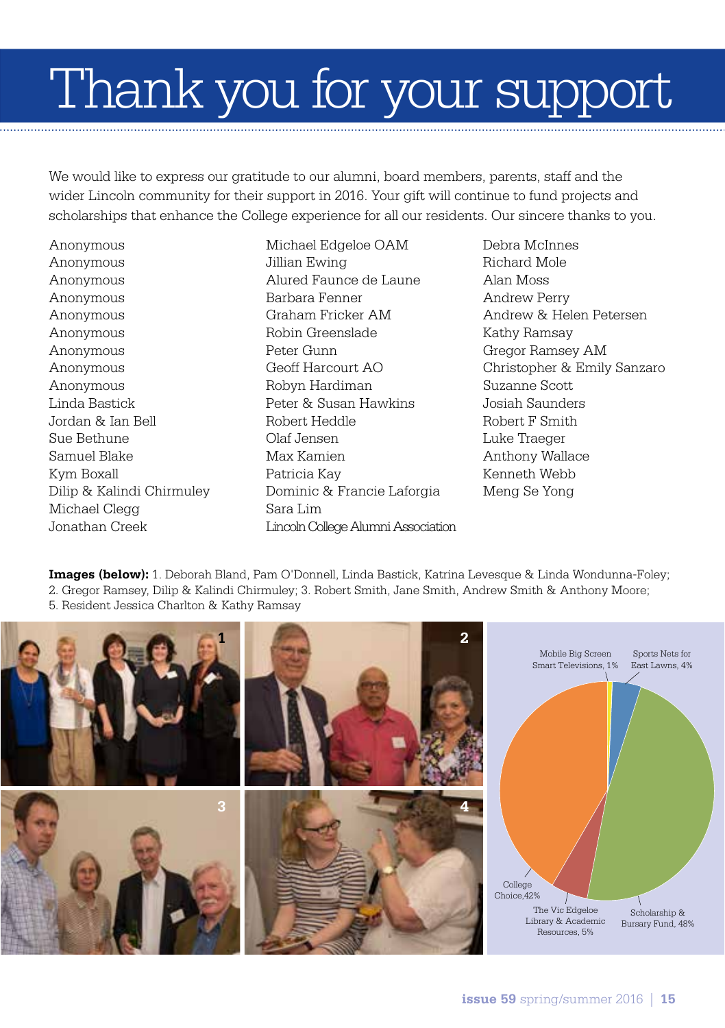# Thank you for your support

We would like to express our gratitude to our alumni, board members, parents, staff and the wider Lincoln community for their support in 2016. Your gift will continue to fund projects and scholarships that enhance the College experience for all our residents. Our sincere thanks to you.

Anonymous
Anonymous
Anonymous
Anonymous
Anonymous
Anonymous
Anonymous
Anonymous
Anonymous
Linda Bastick
Jordan & Ian Bell
Sue Bethune
Samuel Blake
Kym Boxall
Dilip & Kalindi Chirmuley
Michael Clegg
Jonathan Creek
Michael Edgeloe OAM
Jillian Ewing
Alured Faunce de Laune
Barbara Fenner
Graham Fricker AM
Robin Greenslade
Peter Gunn
Geoff Harcourt AO
Robyn Hardiman
Peter & Susan Hawkins
Robert Heddle
Olaf Jensen
Max Kamien
Patricia Kay
Dominic & Francie Laforgia
Sara Lim
Lincoln College Alumni Association
Debra McInnes
Richard Mole
Alan Moss
Andrew Perry
Andrew & Helen Petersen
Kathy Ramsay
Gregor Ramsey AM
Christopher & Emily Sanzaro
Suzanne Scott
Josiah Saunders
Robert F Smith
Luke Traeger
Anthony Wallace
Kenneth Webb
Meng Se Yong

**Images (below):** 1. Deborah Bland, Pam O'Donnell, Linda Bastick, Katrina Levesque & Linda Wondunna-Foley; 2. Gregor Ramsey, Dilip & Kalindi Chirmuley; 3. Robert Smith, Jane Smith, Andrew Smith & Anthony Moore; 5. Resident Jessica Charlton & Kathy Ramsay

Mobile Big Screen Smart Televisions, 1%
Sports Nets for East Lawns, 4%
Scholarship & Bursary Fund, 48%
The Vic Edgeloe Library & Academic Resources, 5%
College Choice, 42%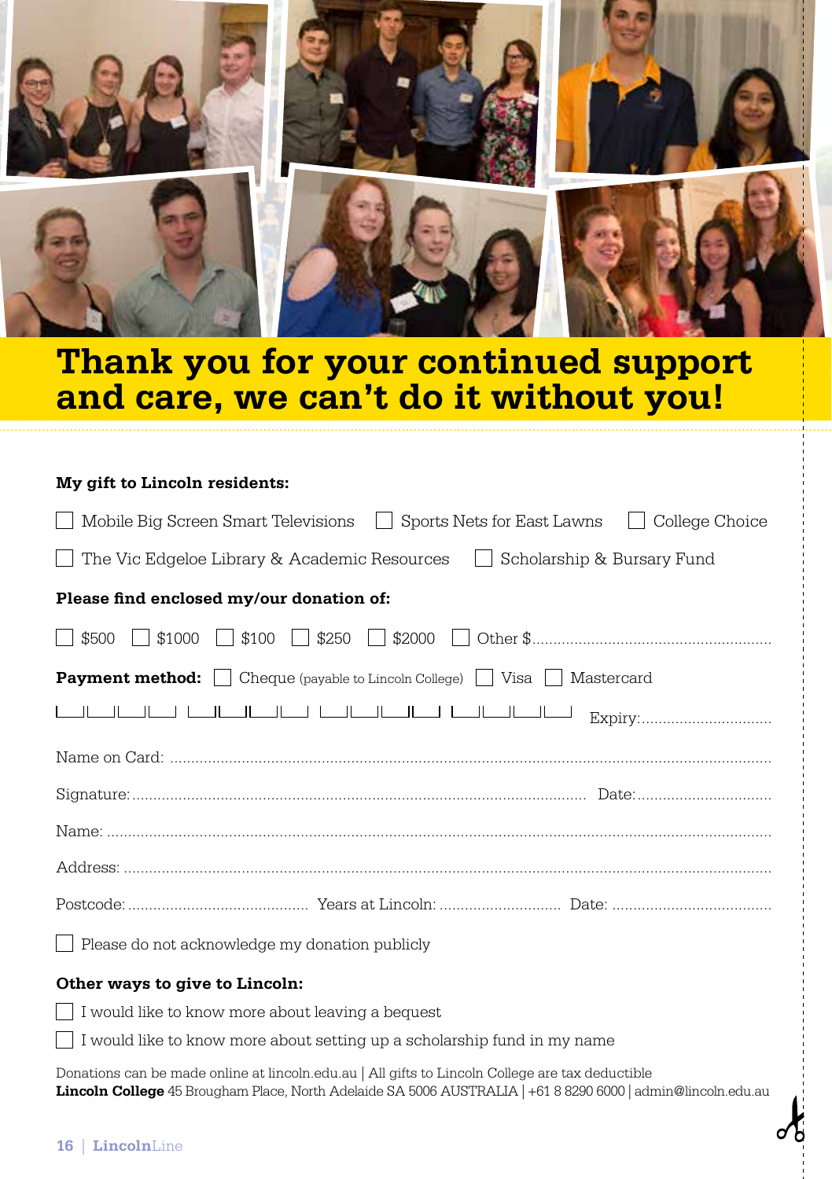# Thank you for your continued support and care, we can't do it without you!

**My gift to Lincoln residents:**

☐ Mobile Big Screen Smart Televisions ☐ Sports Nets for East Lawns ☐ College Choice

☐ The Vic Edgeloe Library & Academic Resources ☐ Scholarship & Bursary Fund

**Please find enclosed my/our donation of:**

☐ $500 ☐ $1000 ☐ $100 ☐ $250 ☐ $2000 ☐ Other $.........................................................

**Payment method:** ☐ Cheque (payable to Lincoln College) ☐ Visa ☐ Mastercard

☐☐☐☐ ☐☐☐☐ ☐☐☐☐ ☐☐☐☐ Expiry:...............................

Name on Card: ..............................................................................................................................

Signature:.......................................................................................................... Date:................................

Name: ...........................................................................................................................................

Address: .......................................................................................................................................

Postcode:.......................................... Years at Lincoln: ............................ Date: .....................................

☐ Please do not acknowledge my donation publicly

**Other ways to give to Lincoln:**

☐ I would like to know more about leaving a bequest

☐ I would like to know more about setting up a scholarship fund in my name

Donations can be made online at lincoln.edu.au | All gifts to Lincoln College are tax deductible

**Lincoln College** 45 Brougham Place, North Adelaide SA 5006 AUSTRALIA | +61 8 8290 6000 | admin@lincoln.edu.au